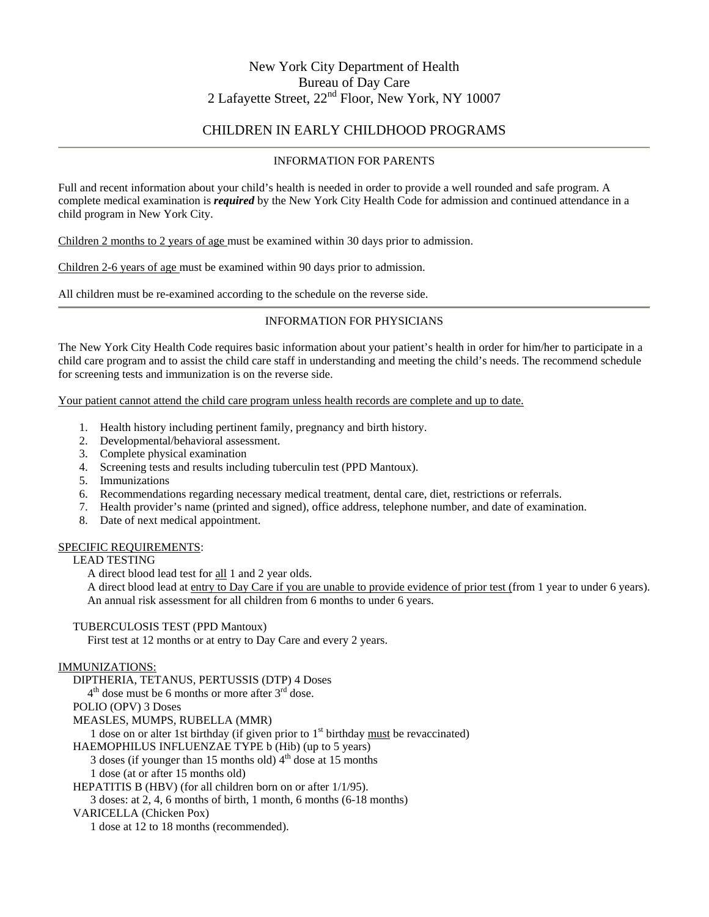# New York City Department of Health
# Bureau of Day Care
# 2 Lafayette Street, 22nd Floor, New York, NY 10007

## CHILDREN IN EARLY CHILDHOOD PROGRAMS

### INFORMATION FOR PARENTS

Full and recent information about your child's health is needed in order to provide a well rounded and safe program. A complete medical examination is ***required*** by the New York City Health Code for admission and continued attendance in a child program in New York City.

Children 2 months to 2 years of age must be examined within 30 days prior to admission.

Children 2-6 years of age must be examined within 90 days prior to admission.

All children must be re-examined according to the schedule on the reverse side.

### INFORMATION FOR PHYSICIANS

The New York City Health Code requires basic information about your patient's health in order for him/her to participate in a child care program and to assist the child care staff in understanding and meeting the child's needs. The recommend schedule for screening tests and immunization is on the reverse side.

Your patient cannot attend the child care program unless health records are complete and up to date.

1. Health history including pertinent family, pregnancy and birth history.
2. Developmental/behavioral assessment.
3. Complete physical examination
4. Screening tests and results including tuberculin test (PPD Mantoux).
5. Immunizations
6. Recommendations regarding necessary medical treatment, dental care, diet, restrictions or referrals.
7. Health provider's name (printed and signed), office address, telephone number, and date of examination.
8. Date of next medical appointment.

SPECIFIC REQUIREMENTS:

LEAD TESTING

A direct blood lead test for all 1 and 2 year olds.

A direct blood lead at entry to Day Care if you are unable to provide evidence of prior test (from 1 year to under 6 years).

An annual risk assessment for all children from 6 months to under 6 years.

TUBERCULOSIS TEST (PPD Mantoux)

First test at 12 months or at entry to Day Care and every 2 years.

IMMUNIZATIONS:

DIPTHERIA, TETANUS, PERTUSSIS (DTP) 4 Doses

4th dose must be 6 months or more after 3rd dose.

POLIO (OPV) 3 Doses

MEASLES, MUMPS, RUBELLA (MMR)

1 dose on or alter 1st birthday (if given prior to 1st birthday must be revaccinated)

HAEMOPHILUS INFLUENZAE TYPE b (Hib) (up to 5 years)

3 doses (if younger than 15 months old) 4th dose at 15 months

1 dose (at or after 15 months old)

HEPATITIS B (HBV) (for all children born on or after 1/1/95).

3 doses: at 2, 4, 6 months of birth, 1 month, 6 months (6-18 months)

VARICELLA (Chicken Pox)

1 dose at 12 to 18 months (recommended).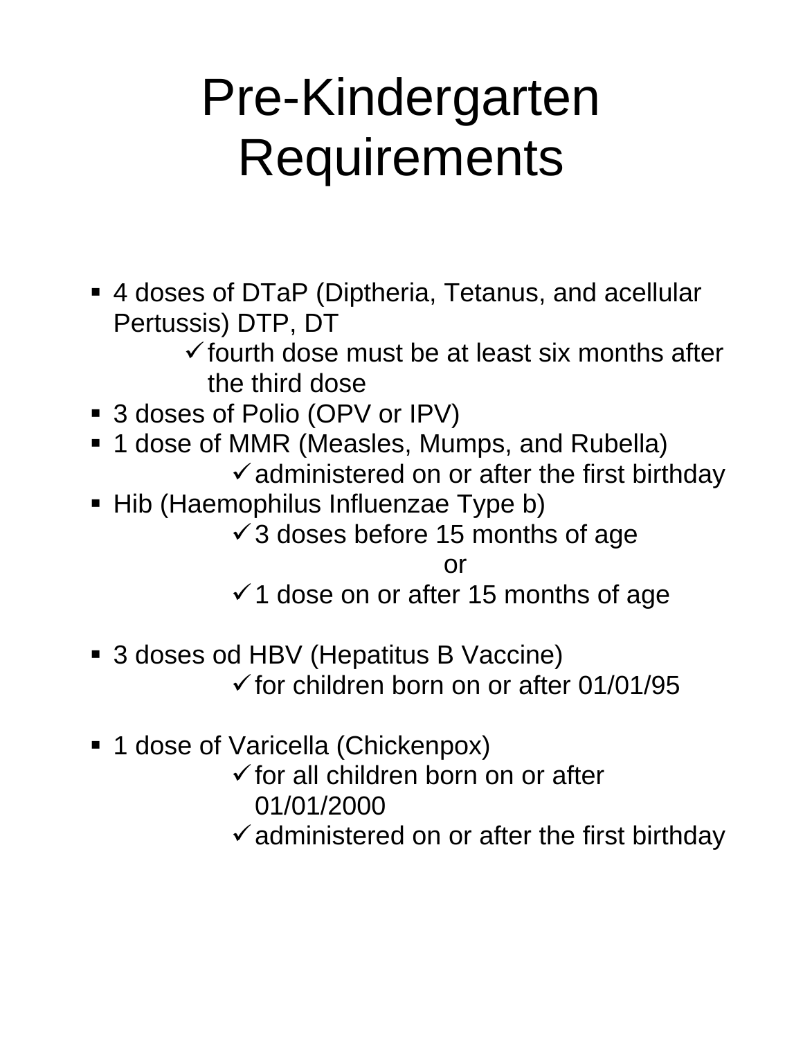# Pre-Kindergarten Requirements

- 4 doses of DTaP (Diptheria, Tetanus, and acellular Pertussis) DTP, DT
  - ✓ fourth dose must be at least six months after the third dose
- 3 doses of Polio (OPV or IPV)
- 1 dose of MMR (Measles, Mumps, and Rubella)
  - ✓ administered on or after the first birthday
- Hib (Haemophilus Influenzae Type b)
  - ✓ 3 doses before 15 months of age
  
    or
  - ✓ 1 dose on or after 15 months of age
- 3 doses od HBV (Hepatitus B Vaccine)
  - ✓ for children born on or after 01/01/95
- 1 dose of Varicella (Chickenpox)
  - ✓ for all children born on or after 01/01/2000
  - ✓ administered on or after the first birthday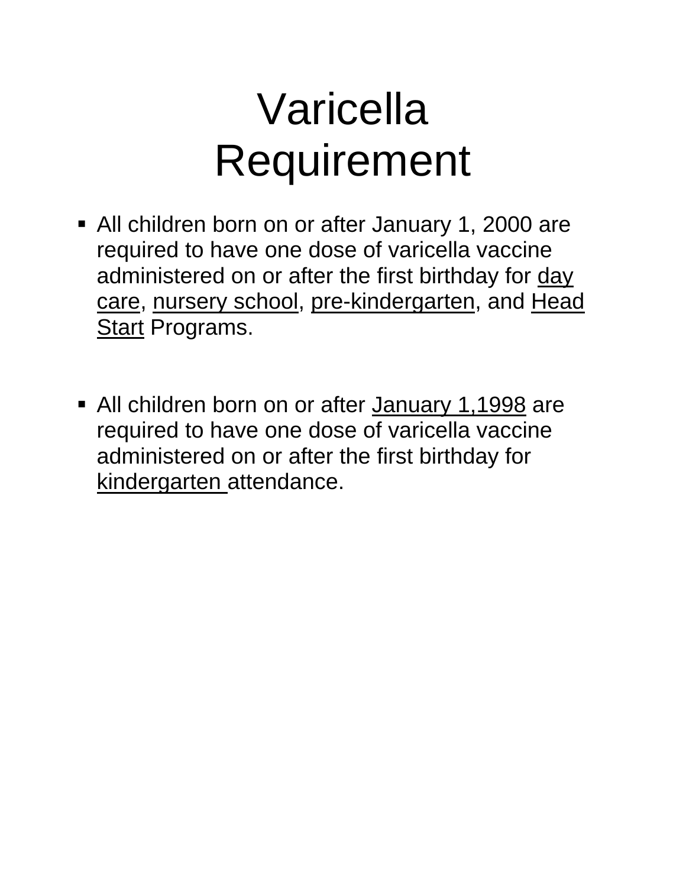# Varicella Requirement

- All children born on or after January 1, 2000 are required to have one dose of varicella vaccine administered on or after the first birthday for <u>day care</u>, <u>nursery school</u>, <u>pre-kindergarten</u>, and <u>Head Start</u> Programs.

- All children born on or after <u>January 1,1998</u> are required to have one dose of varicella vaccine administered on or after the first birthday for <u>kindergarten</u> attendance.